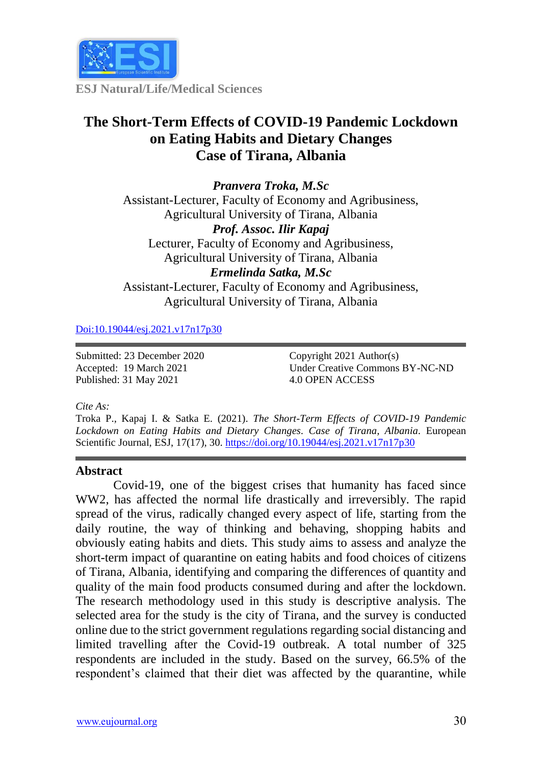ESJ Natural/Life/Medical Sciences

# The Short-Term Effects of COVID-19 Pandemic Lockdown on Eating Habits and Dietary Changes Case of Tirana, Albania

***Pranvera Troka, M.Sc***
Assistant-Lecturer, Faculty of Economy and Agribusiness, Agricultural University of Tirana, Albania

***Prof. Assoc. Ilir Kapaj***
Lecturer, Faculty of Economy and Agribusiness, Agricultural University of Tirana, Albania

***Ermelinda Satka, M.Sc***
Assistant-Lecturer, Faculty of Economy and Agribusiness, Agricultural University of Tirana, Albania

[Doi:10.19044/esj.2021.v17n17p30](https://doi.org/10.19044/esj.2021.v17n17p30)

Submitted: 23 December 2020
Accepted: 19 March 2021
Published: 31 May 2021

Copyright 2021 Author(s)
Under Creative Commons BY-NC-ND 4.0 OPEN ACCESS

*Cite As:*
Troka P., Kapaj I. & Satka E. (2021). *The Short-Term Effects of COVID-19 Pandemic Lockdown on Eating Habits and Dietary Changes. Case of Tirana, Albania.* European Scientific Journal, ESJ, 17(17), 30. https://doi.org/10.19044/esj.2021.v17n17p30

## Abstract

Covid-19, one of the biggest crises that humanity has faced since WW2, has affected the normal life drastically and irreversibly. The rapid spread of the virus, radically changed every aspect of life, starting from the daily routine, the way of thinking and behaving, shopping habits and obviously eating habits and diets. This study aims to assess and analyze the short-term impact of quarantine on eating habits and food choices of citizens of Tirana, Albania, identifying and comparing the differences of quantity and quality of the main food products consumed during and after the lockdown. The research methodology used in this study is descriptive analysis. The selected area for the study is the city of Tirana, and the survey is conducted online due to the strict government regulations regarding social distancing and limited travelling after the Covid-19 outbreak. A total number of 325 respondents are included in the study. Based on the survey, 66.5% of the respondent's claimed that their diet was affected by the quarantine, while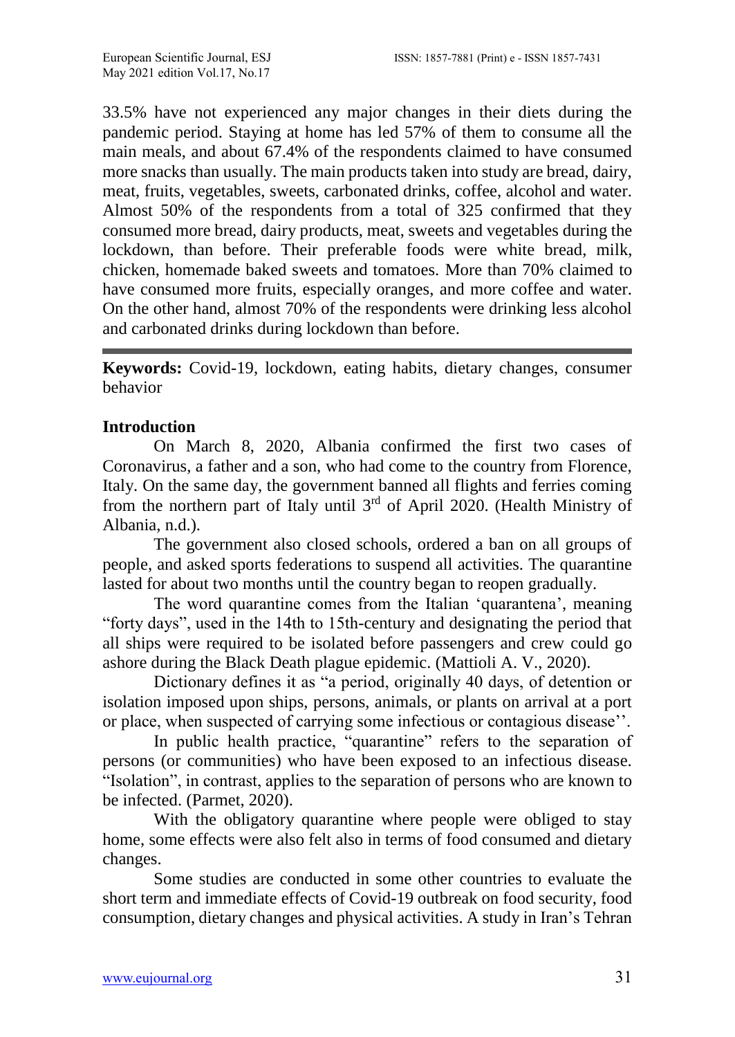33.5% have not experienced any major changes in their diets during the pandemic period. Staying at home has led 57% of them to consume all the main meals, and about 67.4% of the respondents claimed to have consumed more snacks than usually. The main products taken into study are bread, dairy, meat, fruits, vegetables, sweets, carbonated drinks, coffee, alcohol and water. Almost 50% of the respondents from a total of 325 confirmed that they consumed more bread, dairy products, meat, sweets and vegetables during the lockdown, than before. Their preferable foods were white bread, milk, chicken, homemade baked sweets and tomatoes. More than 70% claimed to have consumed more fruits, especially oranges, and more coffee and water. On the other hand, almost 70% of the respondents were drinking less alcohol and carbonated drinks during lockdown than before.

---

**Keywords:** Covid-19, lockdown, eating habits, dietary changes, consumer behavior

## Introduction

On March 8, 2020, Albania confirmed the first two cases of Coronavirus, a father and a son, who had come to the country from Florence, Italy. On the same day, the government banned all flights and ferries coming from the northern part of Italy until 3rd of April 2020. (Health Ministry of Albania, n.d.).

The government also closed schools, ordered a ban on all groups of people, and asked sports federations to suspend all activities. The quarantine lasted for about two months until the country began to reopen gradually.

The word quarantine comes from the Italian 'quarantena', meaning "forty days", used in the 14th to 15th-century and designating the period that all ships were required to be isolated before passengers and crew could go ashore during the Black Death plague epidemic. (Mattioli A. V., 2020).

Dictionary defines it as "a period, originally 40 days, of detention or isolation imposed upon ships, persons, animals, or plants on arrival at a port or place, when suspected of carrying some infectious or contagious disease''.

In public health practice, "quarantine" refers to the separation of persons (or communities) who have been exposed to an infectious disease. "Isolation", in contrast, applies to the separation of persons who are known to be infected. (Parmet, 2020).

With the obligatory quarantine where people were obliged to stay home, some effects were also felt also in terms of food consumed and dietary changes.

Some studies are conducted in some other countries to evaluate the short term and immediate effects of Covid-19 outbreak on food security, food consumption, dietary changes and physical activities. A study in Iran's Tehran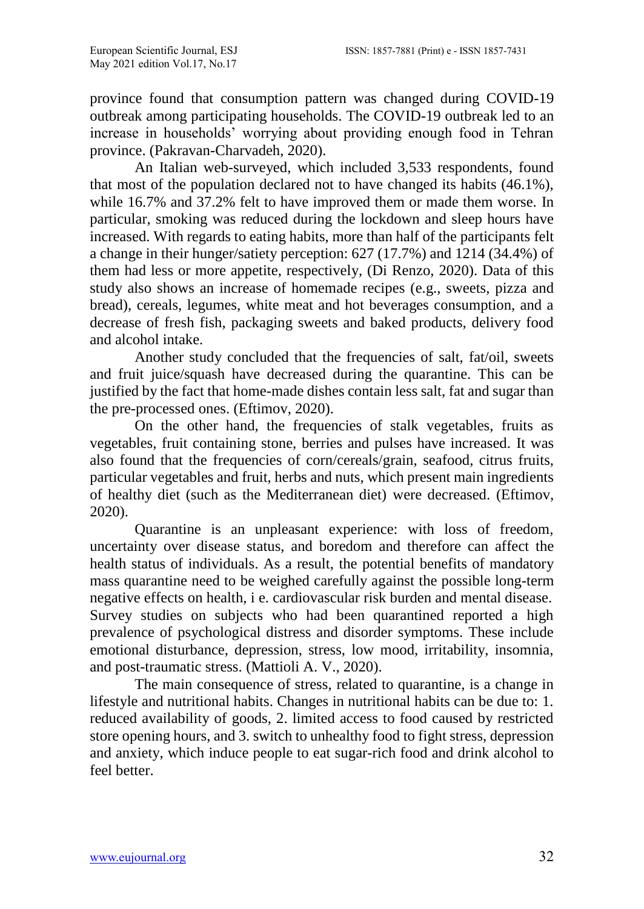province found that consumption pattern was changed during COVID-19 outbreak among participating households. The COVID-19 outbreak led to an increase in households' worrying about providing enough food in Tehran province. (Pakravan-Charvadeh, 2020).

An Italian web-surveyed, which included 3,533 respondents, found that most of the population declared not to have changed its habits (46.1%), while 16.7% and 37.2% felt to have improved them or made them worse. In particular, smoking was reduced during the lockdown and sleep hours have increased. With regards to eating habits, more than half of the participants felt a change in their hunger/satiety perception: 627 (17.7%) and 1214 (34.4%) of them had less or more appetite, respectively, (Di Renzo, 2020). Data of this study also shows an increase of homemade recipes (e.g., sweets, pizza and bread), cereals, legumes, white meat and hot beverages consumption, and a decrease of fresh fish, packaging sweets and baked products, delivery food and alcohol intake.

Another study concluded that the frequencies of salt, fat/oil, sweets and fruit juice/squash have decreased during the quarantine. This can be justified by the fact that home-made dishes contain less salt, fat and sugar than the pre-processed ones. (Eftimov, 2020).

On the other hand, the frequencies of stalk vegetables, fruits as vegetables, fruit containing stone, berries and pulses have increased. It was also found that the frequencies of corn/cereals/grain, seafood, citrus fruits, particular vegetables and fruit, herbs and nuts, which present main ingredients of healthy diet (such as the Mediterranean diet) were decreased. (Eftimov, 2020).

Quarantine is an unpleasant experience: with loss of freedom, uncertainty over disease status, and boredom and therefore can affect the health status of individuals. As a result, the potential benefits of mandatory mass quarantine need to be weighed carefully against the possible long-term negative effects on health, i e. cardiovascular risk burden and mental disease. Survey studies on subjects who had been quarantined reported a high prevalence of psychological distress and disorder symptoms. These include emotional disturbance, depression, stress, low mood, irritability, insomnia, and post-traumatic stress. (Mattioli A. V., 2020).

The main consequence of stress, related to quarantine, is a change in lifestyle and nutritional habits. Changes in nutritional habits can be due to: 1. reduced availability of goods, 2. limited access to food caused by restricted store opening hours, and 3. switch to unhealthy food to fight stress, depression and anxiety, which induce people to eat sugar-rich food and drink alcohol to feel better.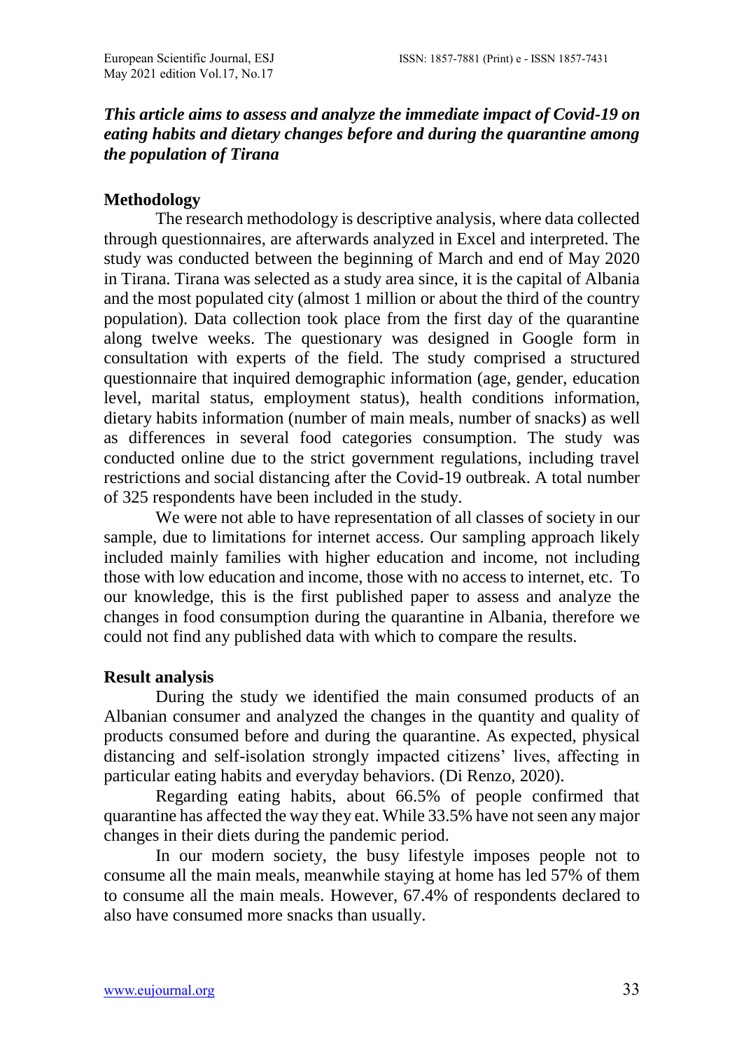***This article aims to assess and analyze the immediate impact of Covid-19 on eating habits and dietary changes before and during the quarantine among the population of Tirana***

**Methodology**

The research methodology is descriptive analysis, where data collected through questionnaires, are afterwards analyzed in Excel and interpreted. The study was conducted between the beginning of March and end of May 2020 in Tirana. Tirana was selected as a study area since, it is the capital of Albania and the most populated city (almost 1 million or about the third of the country population). Data collection took place from the first day of the quarantine along twelve weeks. The questionary was designed in Google form in consultation with experts of the field. The study comprised a structured questionnaire that inquired demographic information (age, gender, education level, marital status, employment status), health conditions information, dietary habits information (number of main meals, number of snacks) as well as differences in several food categories consumption. The study was conducted online due to the strict government regulations, including travel restrictions and social distancing after the Covid-19 outbreak. A total number of 325 respondents have been included in the study.

We were not able to have representation of all classes of society in our sample, due to limitations for internet access. Our sampling approach likely included mainly families with higher education and income, not including those with low education and income, those with no access to internet, etc. To our knowledge, this is the first published paper to assess and analyze the changes in food consumption during the quarantine in Albania, therefore we could not find any published data with which to compare the results.

**Result analysis**

During the study we identified the main consumed products of an Albanian consumer and analyzed the changes in the quantity and quality of products consumed before and during the quarantine. As expected, physical distancing and self-isolation strongly impacted citizens' lives, affecting in particular eating habits and everyday behaviors. (Di Renzo, 2020).

Regarding eating habits, about 66.5% of people confirmed that quarantine has affected the way they eat. While 33.5% have not seen any major changes in their diets during the pandemic period.

In our modern society, the busy lifestyle imposes people not to consume all the main meals, meanwhile staying at home has led 57% of them to consume all the main meals. However, 67.4% of respondents declared to also have consumed more snacks than usually.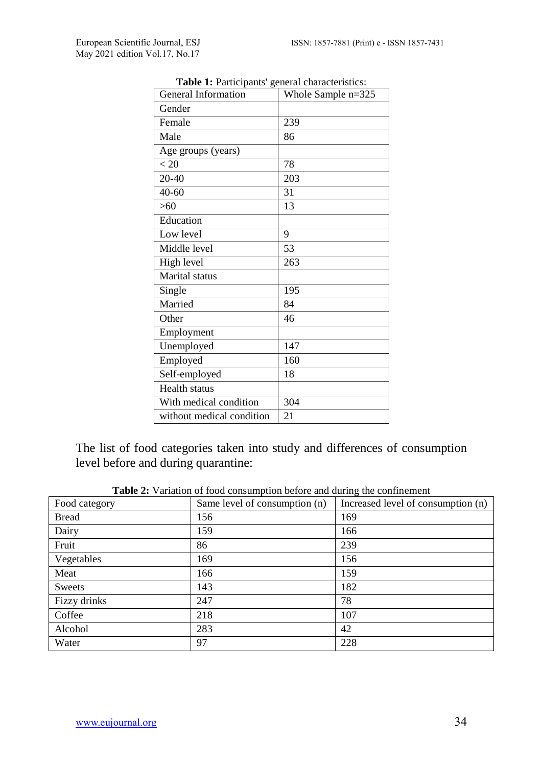**Table 1:** Participants' general characteristics:

| General Information | Whole Sample n=325 |
|---|---|
| Gender | |
| Female | 239 |
| Male | 86 |
| Age groups (years) | |
| < 20 | 78 |
| 20-40 | 203 |
| 40-60 | 31 |
| >60 | 13 |
| Education | |
| Low level | 9 |
| Middle level | 53 |
| High level | 263 |
| Marital status | |
| Single | 195 |
| Married | 84 |
| Other | 46 |
| Employment | |
| Unemployed | 147 |
| Employed | 160 |
| Self-employed | 18 |
| Health status | |
| With medical condition | 304 |
| without medical condition | 21 |

The list of food categories taken into study and differences of consumption level before and during quarantine:

**Table 2:** Variation of food consumption before and during the confinement

| Food category | Same level of consumption (n) | Increased level of consumption (n) |
|---|---|---|
| Bread | 156 | 169 |
| Dairy | 159 | 166 |
| Fruit | 86 | 239 |
| Vegetables | 169 | 156 |
| Meat | 166 | 159 |
| Sweets | 143 | 182 |
| Fizzy drinks | 247 | 78 |
| Coffee | 218 | 107 |
| Alcohol | 283 | 42 |
| Water | 97 | 228 |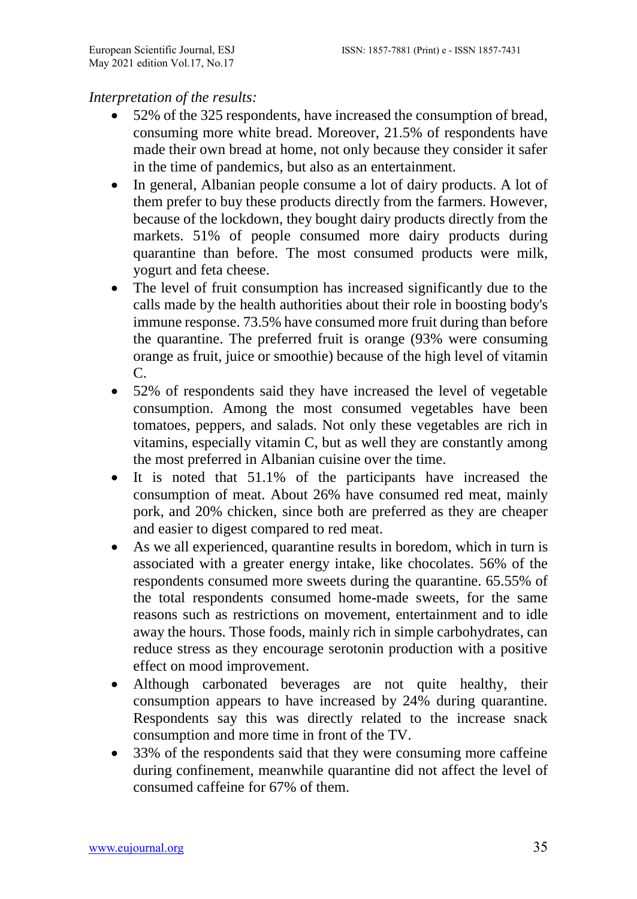*Interpretation of the results:*

- 52% of the 325 respondents, have increased the consumption of bread, consuming more white bread. Moreover, 21.5% of respondents have made their own bread at home, not only because they consider it safer in the time of pandemics, but also as an entertainment.
- In general, Albanian people consume a lot of dairy products. A lot of them prefer to buy these products directly from the farmers. However, because of the lockdown, they bought dairy products directly from the markets. 51% of people consumed more dairy products during quarantine than before. The most consumed products were milk, yogurt and feta cheese.
- The level of fruit consumption has increased significantly due to the calls made by the health authorities about their role in boosting body's immune response. 73.5% have consumed more fruit during than before the quarantine. The preferred fruit is orange (93% were consuming orange as fruit, juice or smoothie) because of the high level of vitamin C.
- 52% of respondents said they have increased the level of vegetable consumption. Among the most consumed vegetables have been tomatoes, peppers, and salads. Not only these vegetables are rich in vitamins, especially vitamin C, but as well they are constantly among the most preferred in Albanian cuisine over the time.
- It is noted that 51.1% of the participants have increased the consumption of meat. About 26% have consumed red meat, mainly pork, and 20% chicken, since both are preferred as they are cheaper and easier to digest compared to red meat.
- As we all experienced, quarantine results in boredom, which in turn is associated with a greater energy intake, like chocolates. 56% of the respondents consumed more sweets during the quarantine. 65.55% of the total respondents consumed home-made sweets, for the same reasons such as restrictions on movement, entertainment and to idle away the hours. Those foods, mainly rich in simple carbohydrates, can reduce stress as they encourage serotonin production with a positive effect on mood improvement.
- Although carbonated beverages are not quite healthy, their consumption appears to have increased by 24% during quarantine. Respondents say this was directly related to the increase snack consumption and more time in front of the TV.
- 33% of the respondents said that they were consuming more caffeine during confinement, meanwhile quarantine did not affect the level of consumed caffeine for 67% of them.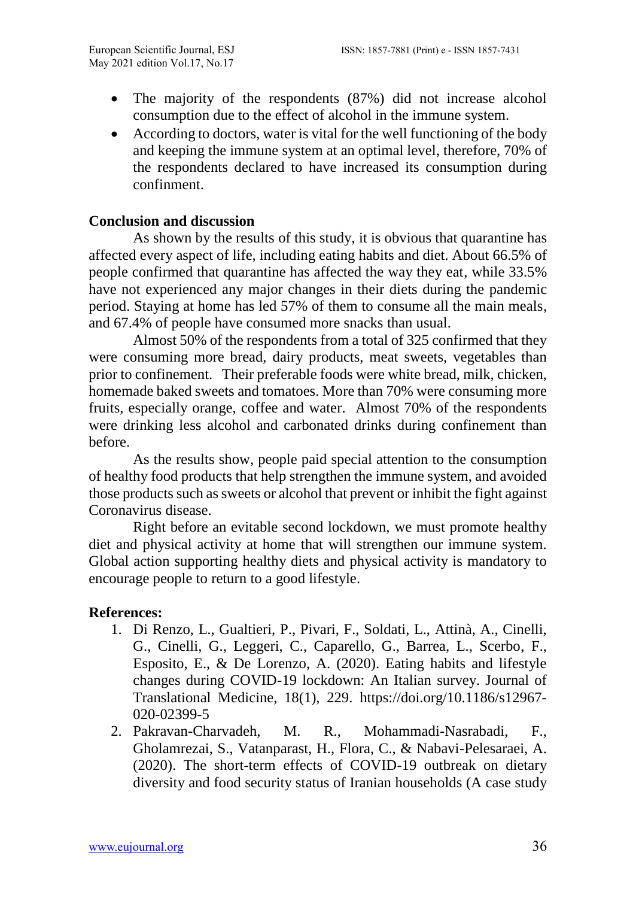- The majority of the respondents (87%) did not increase alcohol consumption due to the effect of alcohol in the immune system.
- According to doctors, water is vital for the well functioning of the body and keeping the immune system at an optimal level, therefore, 70% of the respondents declared to have increased its consumption during confinment.

**Conclusion and discussion**

As shown by the results of this study, it is obvious that quarantine has affected every aspect of life, including eating habits and diet. About 66.5% of people confirmed that quarantine has affected the way they eat, while 33.5% have not experienced any major changes in their diets during the pandemic period. Staying at home has led 57% of them to consume all the main meals, and 67.4% of people have consumed more snacks than usual.

Almost 50% of the respondents from a total of 325 confirmed that they were consuming more bread, dairy products, meat sweets, vegetables than prior to confinement. Their preferable foods were white bread, milk, chicken, homemade baked sweets and tomatoes. More than 70% were consuming more fruits, especially orange, coffee and water. Almost 70% of the respondents were drinking less alcohol and carbonated drinks during confinement than before.

As the results show, people paid special attention to the consumption of healthy food products that help strengthen the immune system, and avoided those products such as sweets or alcohol that prevent or inhibit the fight against Coronavirus disease.

Right before an evitable second lockdown, we must promote healthy diet and physical activity at home that will strengthen our immune system. Global action supporting healthy diets and physical activity is mandatory to encourage people to return to a good lifestyle.

**References:**

1. Di Renzo, L., Gualtieri, P., Pivari, F., Soldati, L., Attinà, A., Cinelli, G., Cinelli, G., Leggeri, C., Caparello, G., Barrea, L., Scerbo, F., Esposito, E., & De Lorenzo, A. (2020). Eating habits and lifestyle changes during COVID-19 lockdown: An Italian survey. Journal of Translational Medicine, 18(1), 229. https://doi.org/10.1186/s12967-020-02399-5
2. Pakravan-Charvadeh, M. R., Mohammadi-Nasrabadi, F., Gholamrezai, S., Vatanparast, H., Flora, C., & Nabavi-Pelesaraei, A. (2020). The short-term effects of COVID-19 outbreak on dietary diversity and food security status of Iranian households (A case study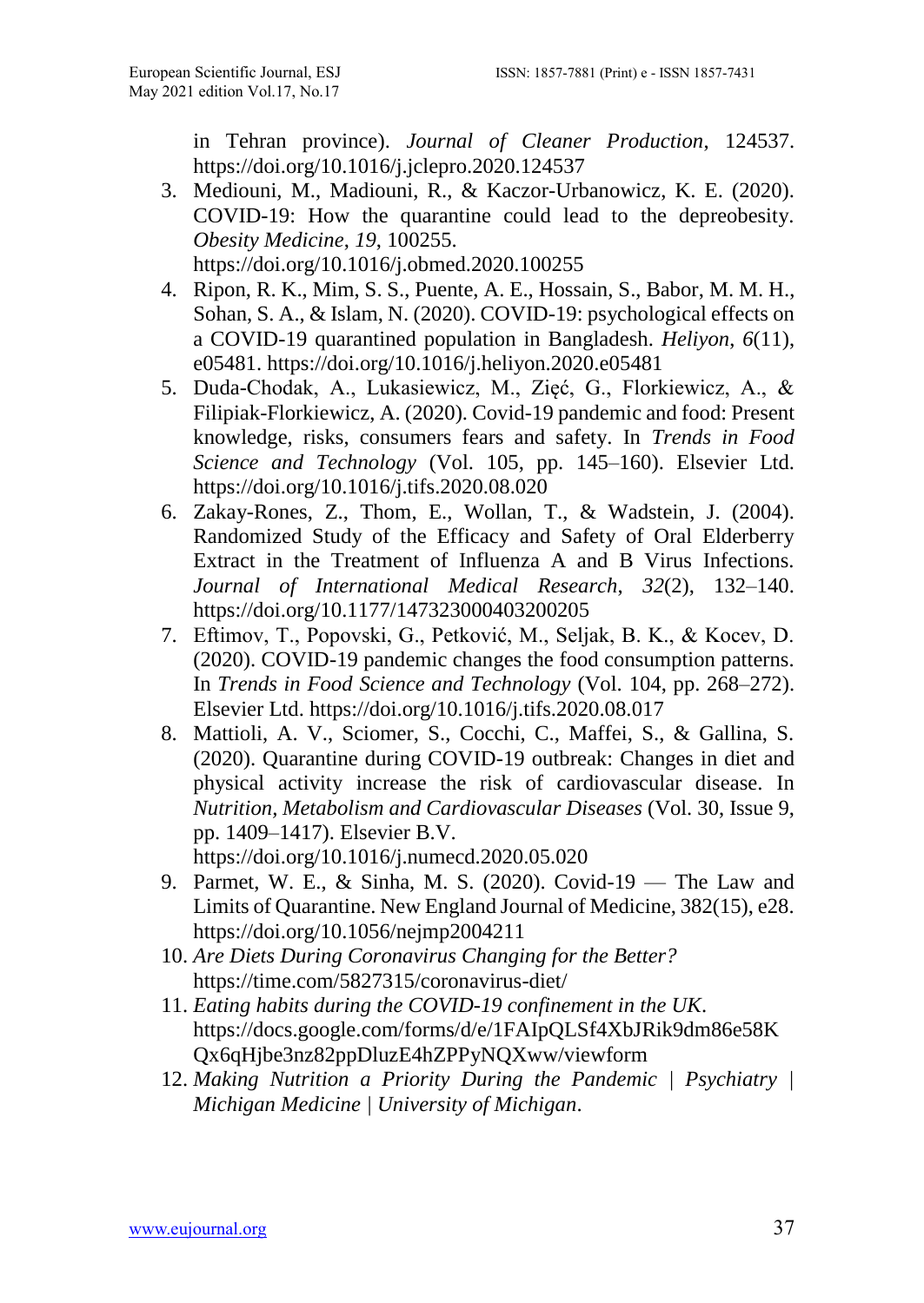in Tehran province). *Journal of Cleaner Production*, 124537. https://doi.org/10.1016/j.jclepro.2020.124537

3. Mediouni, M., Madiouni, R., & Kaczor-Urbanowicz, K. E. (2020). COVID-19: How the quarantine could lead to the depreobesity. *Obesity Medicine*, *19*, 100255. https://doi.org/10.1016/j.obmed.2020.100255
4. Ripon, R. K., Mim, S. S., Puente, A. E., Hossain, S., Babor, M. M. H., Sohan, S. A., & Islam, N. (2020). COVID-19: psychological effects on a COVID-19 quarantined population in Bangladesh. *Heliyon*, *6*(11), e05481. https://doi.org/10.1016/j.heliyon.2020.e05481
5. Duda-Chodak, A., Lukasiewicz, M., Zięć, G., Florkiewicz, A., & Filipiak-Florkiewicz, A. (2020). Covid-19 pandemic and food: Present knowledge, risks, consumers fears and safety. In *Trends in Food Science and Technology* (Vol. 105, pp. 145–160). Elsevier Ltd. https://doi.org/10.1016/j.tifs.2020.08.020
6. Zakay-Rones, Z., Thom, E., Wollan, T., & Wadstein, J. (2004). Randomized Study of the Efficacy and Safety of Oral Elderberry Extract in the Treatment of Influenza A and B Virus Infections. *Journal of International Medical Research*, *32*(2), 132–140. https://doi.org/10.1177/147323000403200205
7. Eftimov, T., Popovski, G., Petković, M., Seljak, B. K., & Kocev, D. (2020). COVID-19 pandemic changes the food consumption patterns. In *Trends in Food Science and Technology* (Vol. 104, pp. 268–272). Elsevier Ltd. https://doi.org/10.1016/j.tifs.2020.08.017
8. Mattioli, A. V., Sciomer, S., Cocchi, C., Maffei, S., & Gallina, S. (2020). Quarantine during COVID-19 outbreak: Changes in diet and physical activity increase the risk of cardiovascular disease. In *Nutrition, Metabolism and Cardiovascular Diseases* (Vol. 30, Issue 9, pp. 1409–1417). Elsevier B.V. https://doi.org/10.1016/j.numecd.2020.05.020
9. Parmet, W. E., & Sinha, M. S. (2020). Covid-19 — The Law and Limits of Quarantine. New England Journal of Medicine, 382(15), e28. https://doi.org/10.1056/nejmp2004211
10. *Are Diets During Coronavirus Changing for the Better?* https://time.com/5827315/coronavirus-diet/
11. *Eating habits during the COVID-19 confinement in the UK*. https://docs.google.com/forms/d/e/1FAIpQLSf4XbJRik9dm86e58KQx6qHjbe3nz82ppDluzE4hZPPyNQXww/viewform
12. *Making Nutrition a Priority During the Pandemic | Psychiatry | Michigan Medicine | University of Michigan*.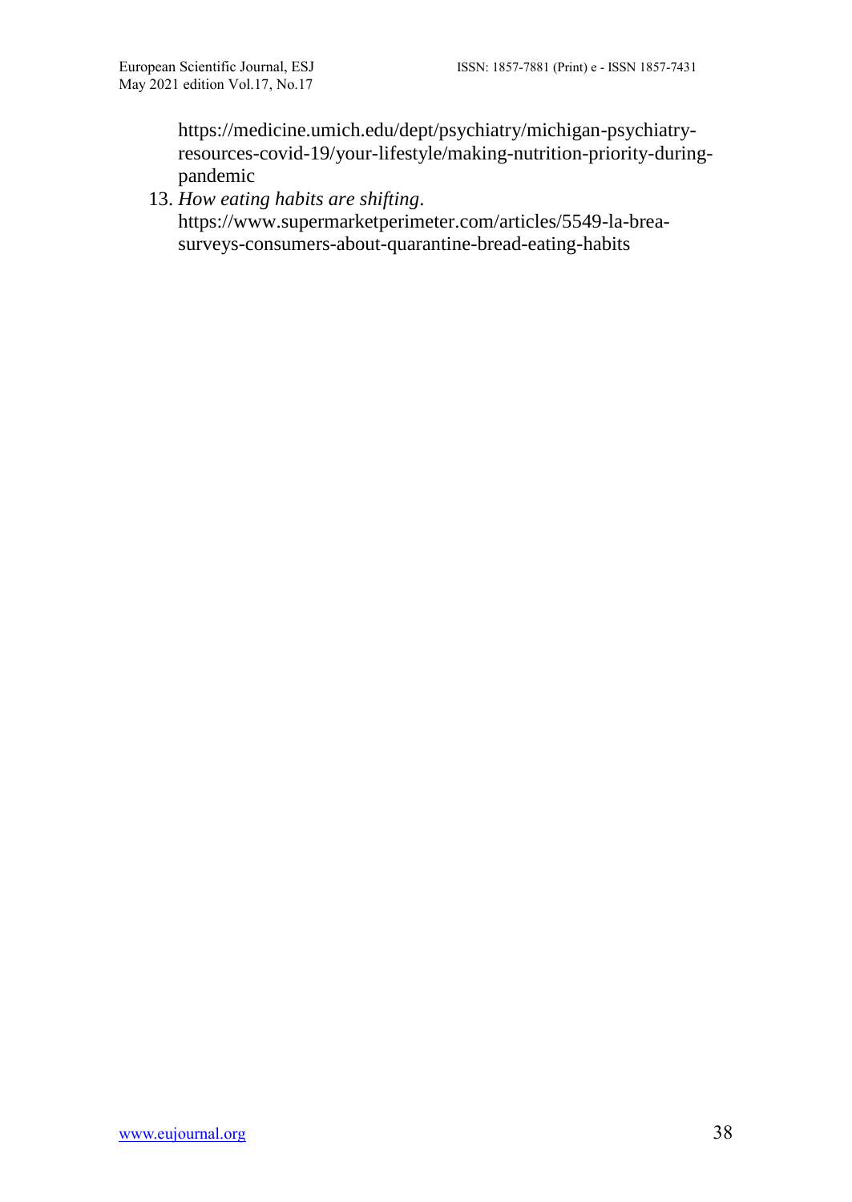https://medicine.umich.edu/dept/psychiatry/michigan-psychiatry-resources-covid-19/your-lifestyle/making-nutrition-priority-during-pandemic

13. *How eating habits are shifting*. https://www.supermarketperimeter.com/articles/5549-la-brea-surveys-consumers-about-quarantine-bread-eating-habits